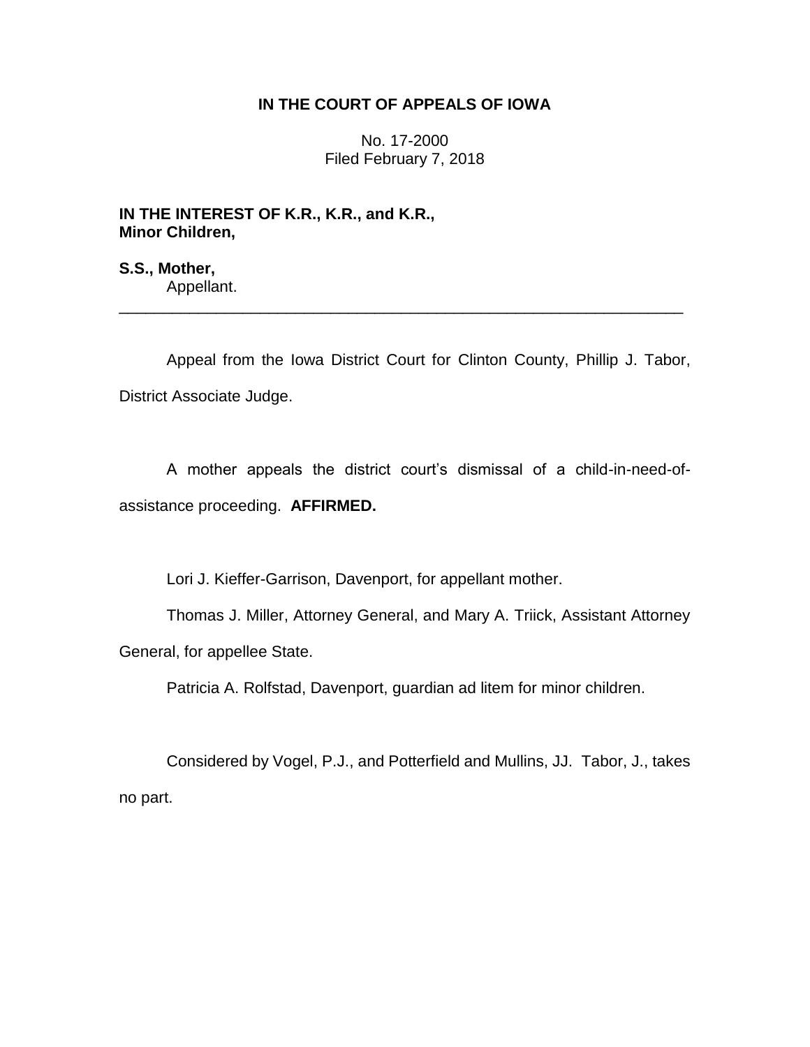**IN THE COURT OF APPEALS OF IOWA**

No. 17-2000
Filed February 7, 2018

**IN THE INTEREST OF K.R., K.R., and K.R., Minor Children,**

**S.S., Mother,**
Appellant.

---

Appeal from the Iowa District Court for Clinton County, Phillip J. Tabor, District Associate Judge.

A mother appeals the district court's dismissal of a child-in-need-of-assistance proceeding. **AFFIRMED.**

Lori J. Kieffer-Garrison, Davenport, for appellant mother.

Thomas J. Miller, Attorney General, and Mary A. Triick, Assistant Attorney General, for appellee State.

Patricia A. Rolfstad, Davenport, guardian ad litem for minor children.

Considered by Vogel, P.J., and Potterfield and Mullins, JJ. Tabor, J., takes no part.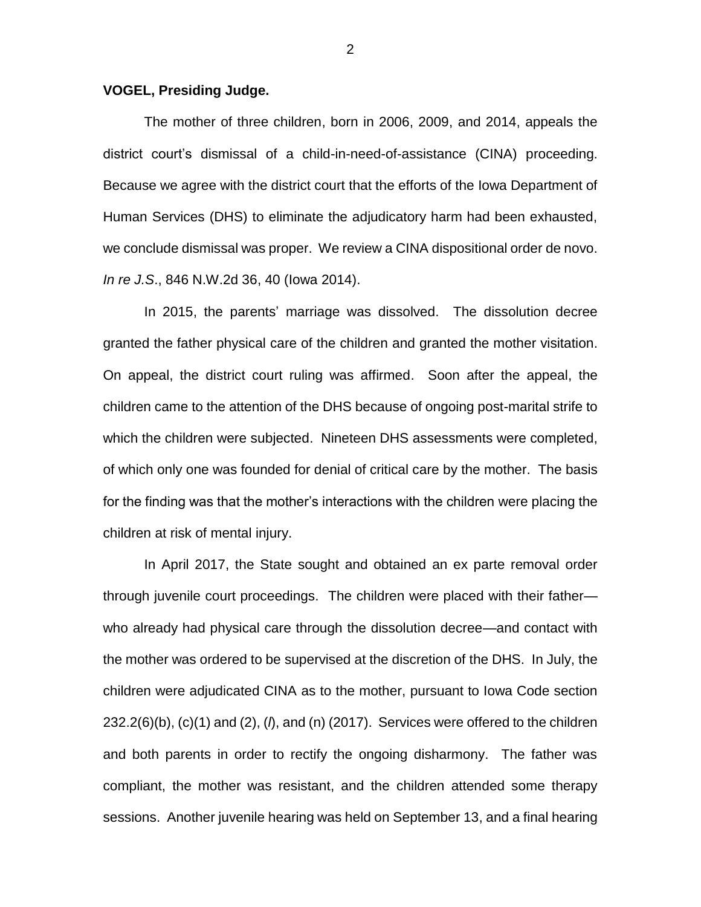**VOGEL, Presiding Judge.**

The mother of three children, born in 2006, 2009, and 2014, appeals the district court's dismissal of a child-in-need-of-assistance (CINA) proceeding. Because we agree with the district court that the efforts of the Iowa Department of Human Services (DHS) to eliminate the adjudicatory harm had been exhausted, we conclude dismissal was proper. We review a CINA dispositional order de novo. *In re J.S*., 846 N.W.2d 36, 40 (Iowa 2014).

In 2015, the parents' marriage was dissolved. The dissolution decree granted the father physical care of the children and granted the mother visitation. On appeal, the district court ruling was affirmed. Soon after the appeal, the children came to the attention of the DHS because of ongoing post-marital strife to which the children were subjected. Nineteen DHS assessments were completed, of which only one was founded for denial of critical care by the mother. The basis for the finding was that the mother's interactions with the children were placing the children at risk of mental injury.

In April 2017, the State sought and obtained an ex parte removal order through juvenile court proceedings. The children were placed with their father—who already had physical care through the dissolution decree—and contact with the mother was ordered to be supervised at the discretion of the DHS. In July, the children were adjudicated CINA as to the mother, pursuant to Iowa Code section 232.2(6)(b), (c)(1) and (2), (*l*), and (n) (2017). Services were offered to the children and both parents in order to rectify the ongoing disharmony. The father was compliant, the mother was resistant, and the children attended some therapy sessions. Another juvenile hearing was held on September 13, and a final hearing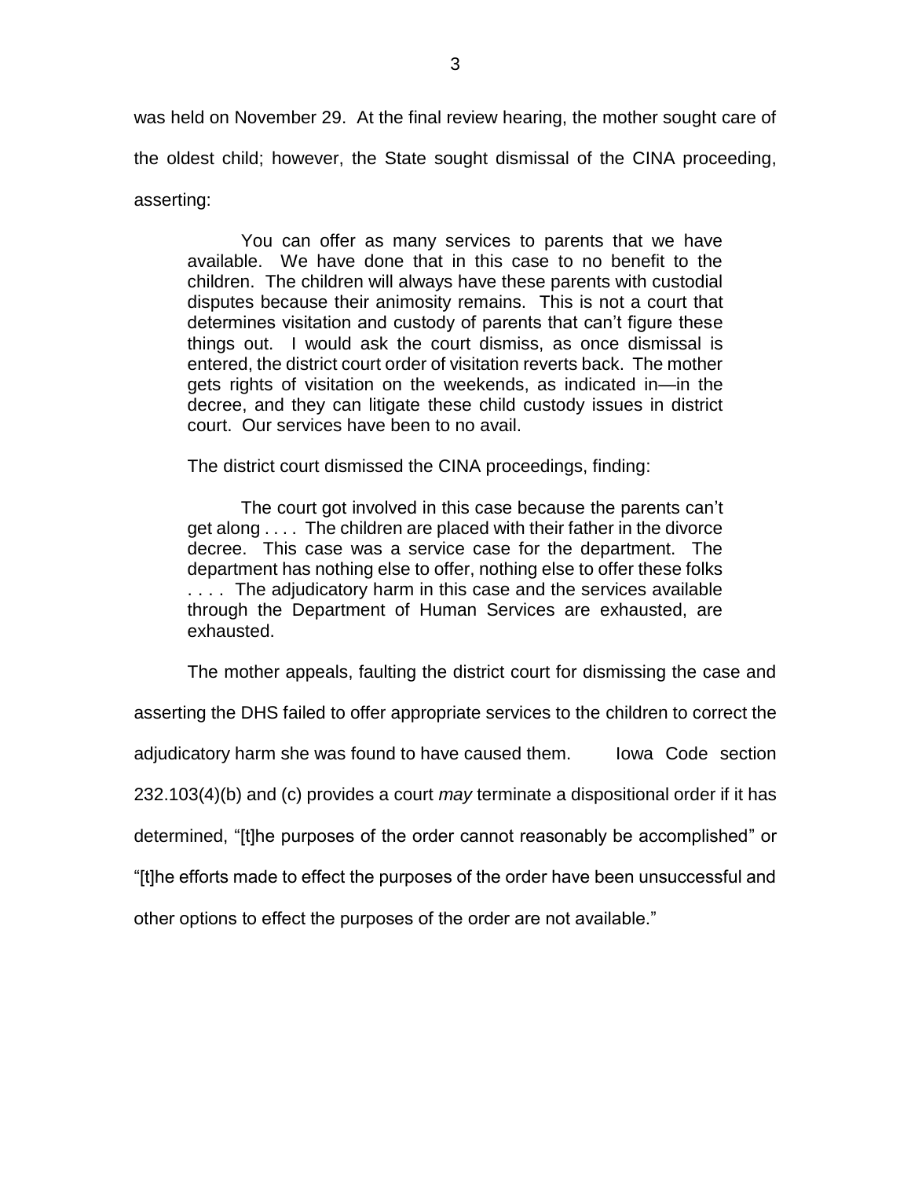was held on November 29. At the final review hearing, the mother sought care of the oldest child; however, the State sought dismissal of the CINA proceeding, asserting:

> You can offer as many services to parents that we have available. We have done that in this case to no benefit to the children. The children will always have these parents with custodial disputes because their animosity remains. This is not a court that determines visitation and custody of parents that can't figure these things out. I would ask the court dismiss, as once dismissal is entered, the district court order of visitation reverts back. The mother gets rights of visitation on the weekends, as indicated in—in the decree, and they can litigate these child custody issues in district court. Our services have been to no avail.

The district court dismissed the CINA proceedings, finding:

> The court got involved in this case because the parents can't get along . . . . The children are placed with their father in the divorce decree. This case was a service case for the department. The department has nothing else to offer, nothing else to offer these folks . . . . The adjudicatory harm in this case and the services available through the Department of Human Services are exhausted, are exhausted.

The mother appeals, faulting the district court for dismissing the case and asserting the DHS failed to offer appropriate services to the children to correct the adjudicatory harm she was found to have caused them. Iowa Code section 232.103(4)(b) and (c) provides a court *may* terminate a dispositional order if it has determined, "[t]he purposes of the order cannot reasonably be accomplished" or "[t]he efforts made to effect the purposes of the order have been unsuccessful and other options to effect the purposes of the order are not available."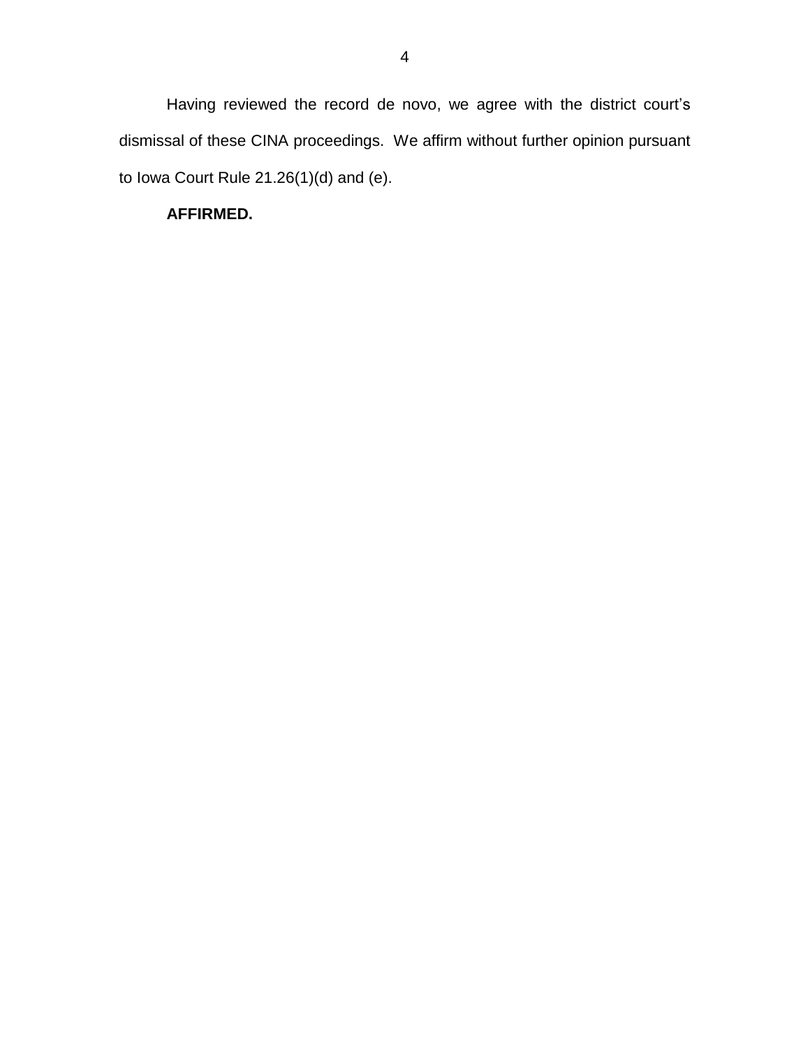Having reviewed the record de novo, we agree with the district court's dismissal of these CINA proceedings. We affirm without further opinion pursuant to Iowa Court Rule 21.26(1)(d) and (e).

**AFFIRMED.**